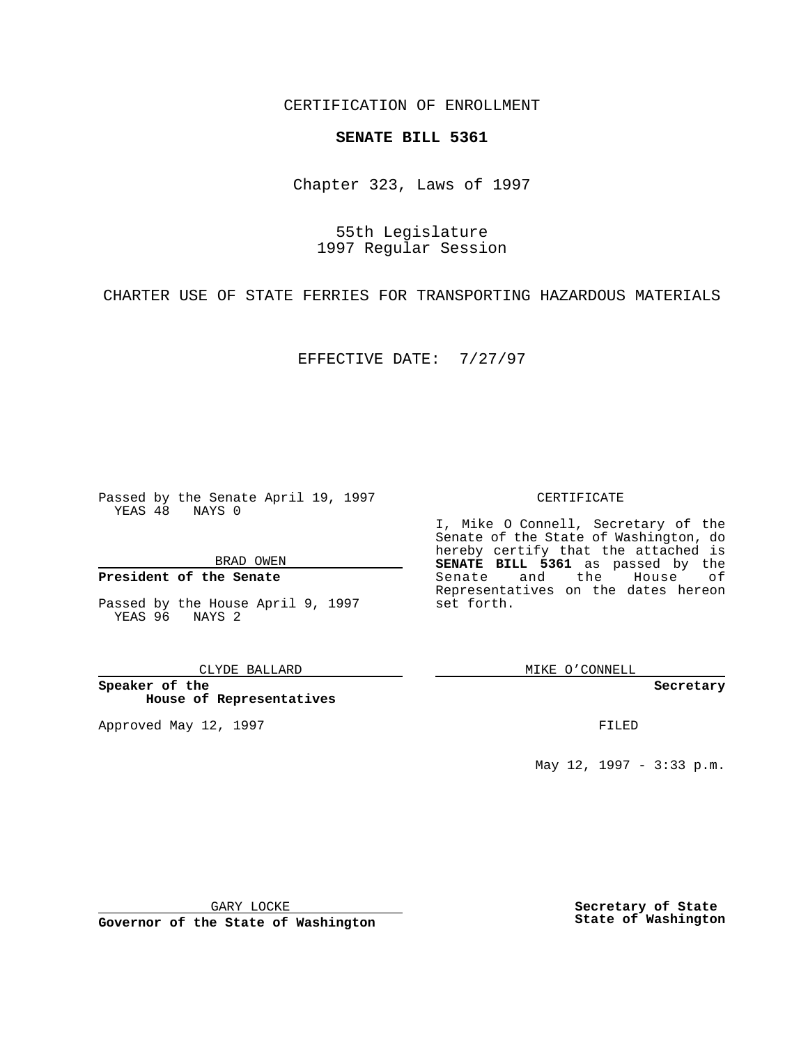CERTIFICATION OF ENROLLMENT

**SENATE BILL 5361**

Chapter 323, Laws of 1997

55th Legislature
1997 Regular Session

CHARTER USE OF STATE FERRIES FOR TRANSPORTING HAZARDOUS MATERIALS

EFFECTIVE DATE: 7/27/97

Passed by the Senate April 19, 1997
YEAS 48 NAYS 0

BRAD OWEN

**President of the Senate**

Passed by the House April 9, 1997
YEAS 96 NAYS 2

CLYDE BALLARD

**Speaker of the House of Representatives**

Approved May 12, 1997

GARY LOCKE

**Governor of the State of Washington**

CERTIFICATE

I, Mike O Connell, Secretary of the Senate of the State of Washington, do hereby certify that the attached is **SENATE BILL 5361** as passed by the Senate and the House of Representatives on the dates hereon set forth.

MIKE O'CONNELL

**Secretary**

FILED

May 12, 1997 - 3:33 p.m.

**Secretary of State**
**State of Washington**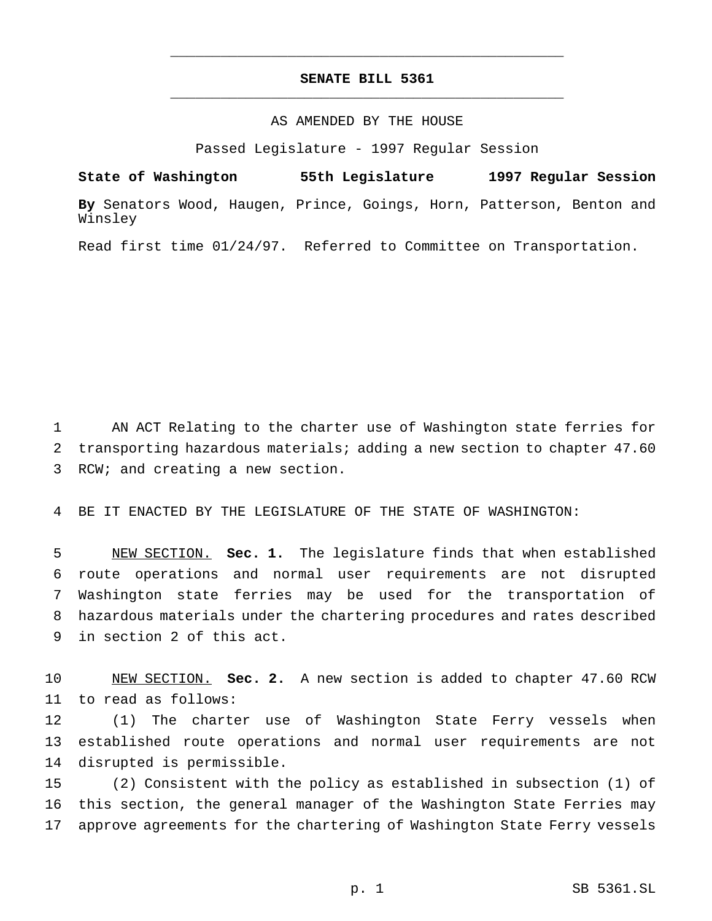# SENATE BILL 5361

AS AMENDED BY THE HOUSE

Passed Legislature - 1997 Regular Session

**State of Washington 55th Legislature 1997 Regular Session**

**By** Senators Wood, Haugen, Prince, Goings, Horn, Patterson, Benton and Winsley

Read first time 01/24/97. Referred to Committee on Transportation.

AN ACT Relating to the charter use of Washington state ferries for transporting hazardous materials; adding a new section to chapter 47.60 RCW; and creating a new section.

BE IT ENACTED BY THE LEGISLATURE OF THE STATE OF WASHINGTON:

NEW SECTION. **Sec. 1.** The legislature finds that when established route operations and normal user requirements are not disrupted Washington state ferries may be used for the transportation of hazardous materials under the chartering procedures and rates described in section 2 of this act.

NEW SECTION. **Sec. 2.** A new section is added to chapter 47.60 RCW to read as follows:

(1) The charter use of Washington State Ferry vessels when established route operations and normal user requirements are not disrupted is permissible.

(2) Consistent with the policy as established in subsection (1) of this section, the general manager of the Washington State Ferries may approve agreements for the chartering of Washington State Ferry vessels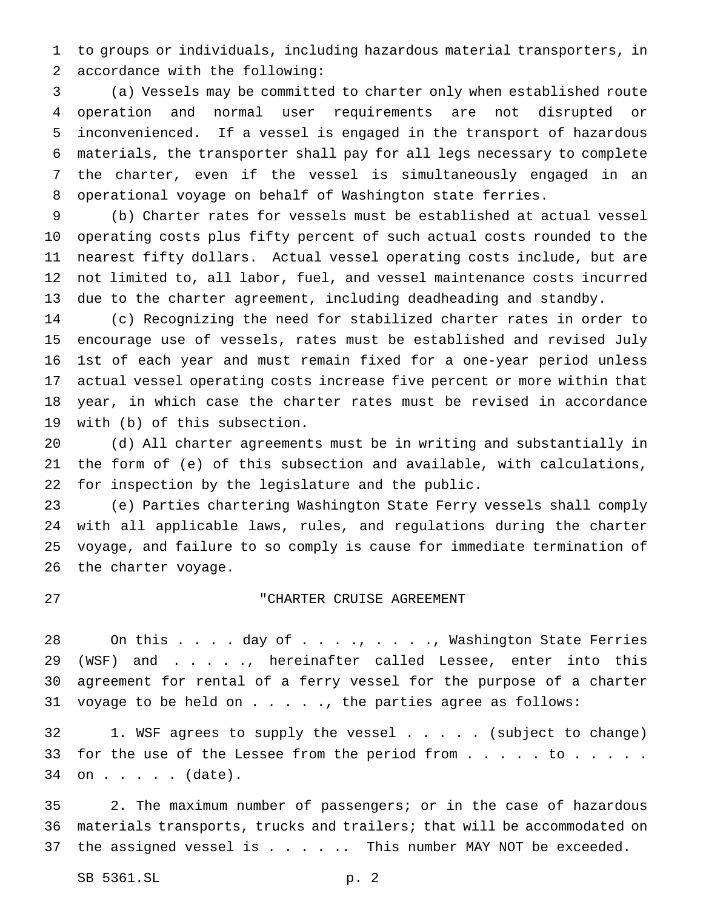to groups or individuals, including hazardous material transporters, in accordance with the following:

(a) Vessels may be committed to charter only when established route operation and normal user requirements are not disrupted or inconvenienced. If a vessel is engaged in the transport of hazardous materials, the transporter shall pay for all legs necessary to complete the charter, even if the vessel is simultaneously engaged in an operational voyage on behalf of Washington state ferries.

(b) Charter rates for vessels must be established at actual vessel operating costs plus fifty percent of such actual costs rounded to the nearest fifty dollars. Actual vessel operating costs include, but are not limited to, all labor, fuel, and vessel maintenance costs incurred due to the charter agreement, including deadheading and standby.

(c) Recognizing the need for stabilized charter rates in order to encourage use of vessels, rates must be established and revised July 1st of each year and must remain fixed for a one-year period unless actual vessel operating costs increase five percent or more within that year, in which case the charter rates must be revised in accordance with (b) of this subsection.

(d) All charter agreements must be in writing and substantially in the form of (e) of this subsection and available, with calculations, for inspection by the legislature and the public.

(e) Parties chartering Washington State Ferry vessels shall comply with all applicable laws, rules, and regulations during the charter voyage, and failure to so comply is cause for immediate termination of the charter voyage.

"CHARTER CRUISE AGREEMENT

On this . . . . day of . . . ., . . . ., Washington State Ferries (WSF) and . . . . ., hereinafter called Lessee, enter into this agreement for rental of a ferry vessel for the purpose of a charter voyage to be held on . . . . ., the parties agree as follows:

1. WSF agrees to supply the vessel . . . . . (subject to change) for the use of the Lessee from the period from . . . . . to . . . . . on . . . . . (date).

2. The maximum number of passengers; or in the case of hazardous materials transports, trucks and trailers; that will be accommodated on the assigned vessel is . . . . .. This number MAY NOT be exceeded.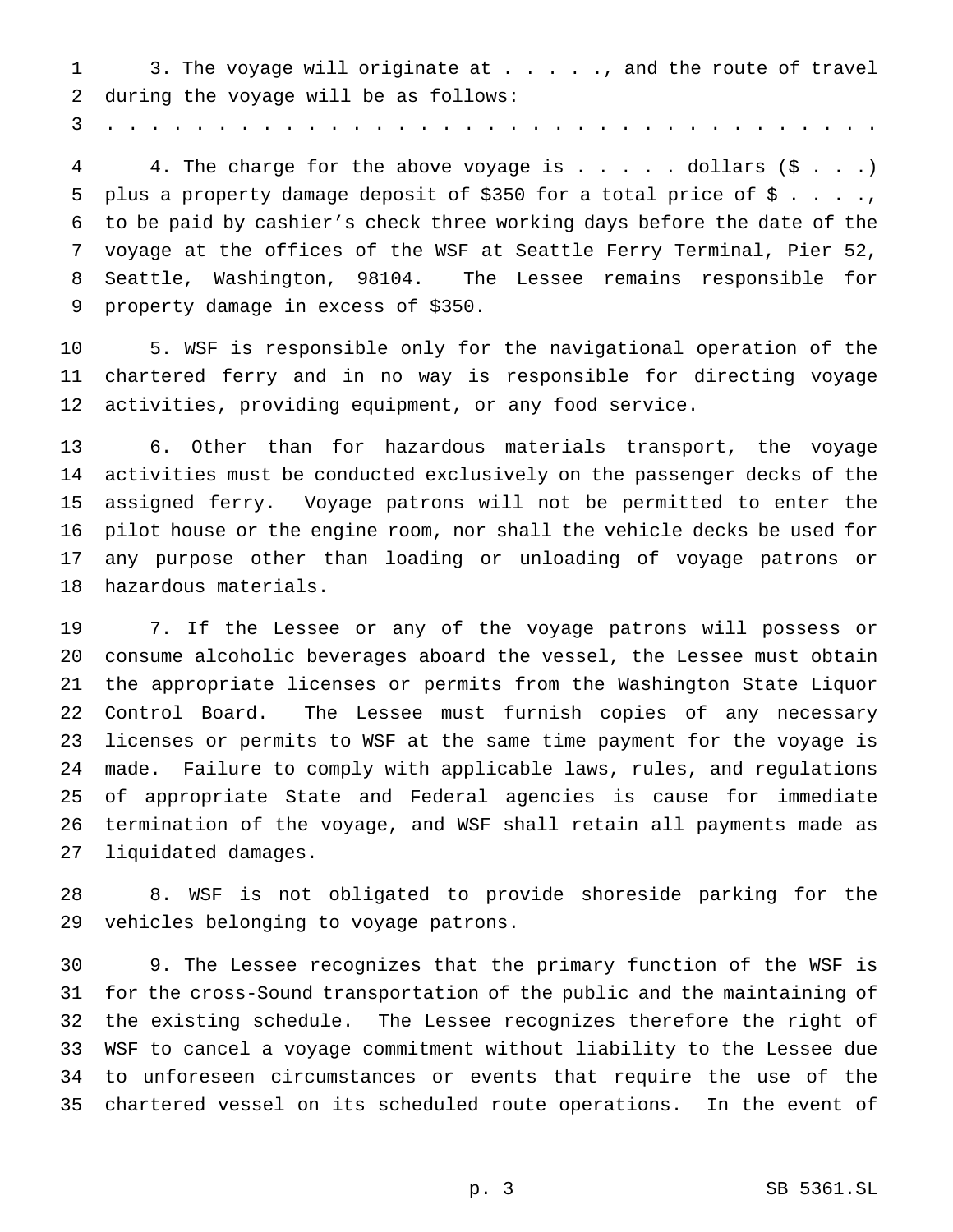3. The voyage will originate at . . . . ., and the route of travel during the voyage will be as follows:

. . . . . . . . . . . . . . . . . . . . . . . . . . . . . . . . . . .

4. The charge for the above voyage is . . . . . dollars ($ . . .) plus a property damage deposit of $350 for a total price of $ . . . ., to be paid by cashier's check three working days before the date of the voyage at the offices of the WSF at Seattle Ferry Terminal, Pier 52, Seattle, Washington, 98104. The Lessee remains responsible for property damage in excess of $350.

5. WSF is responsible only for the navigational operation of the chartered ferry and in no way is responsible for directing voyage activities, providing equipment, or any food service.

6. Other than for hazardous materials transport, the voyage activities must be conducted exclusively on the passenger decks of the assigned ferry. Voyage patrons will not be permitted to enter the pilot house or the engine room, nor shall the vehicle decks be used for any purpose other than loading or unloading of voyage patrons or hazardous materials.

7. If the Lessee or any of the voyage patrons will possess or consume alcoholic beverages aboard the vessel, the Lessee must obtain the appropriate licenses or permits from the Washington State Liquor Control Board. The Lessee must furnish copies of any necessary licenses or permits to WSF at the same time payment for the voyage is made. Failure to comply with applicable laws, rules, and regulations of appropriate State and Federal agencies is cause for immediate termination of the voyage, and WSF shall retain all payments made as liquidated damages.

8. WSF is not obligated to provide shoreside parking for the vehicles belonging to voyage patrons.

9. The Lessee recognizes that the primary function of the WSF is for the cross-Sound transportation of the public and the maintaining of the existing schedule. The Lessee recognizes therefore the right of WSF to cancel a voyage commitment without liability to the Lessee due to unforeseen circumstances or events that require the use of the chartered vessel on its scheduled route operations. In the event of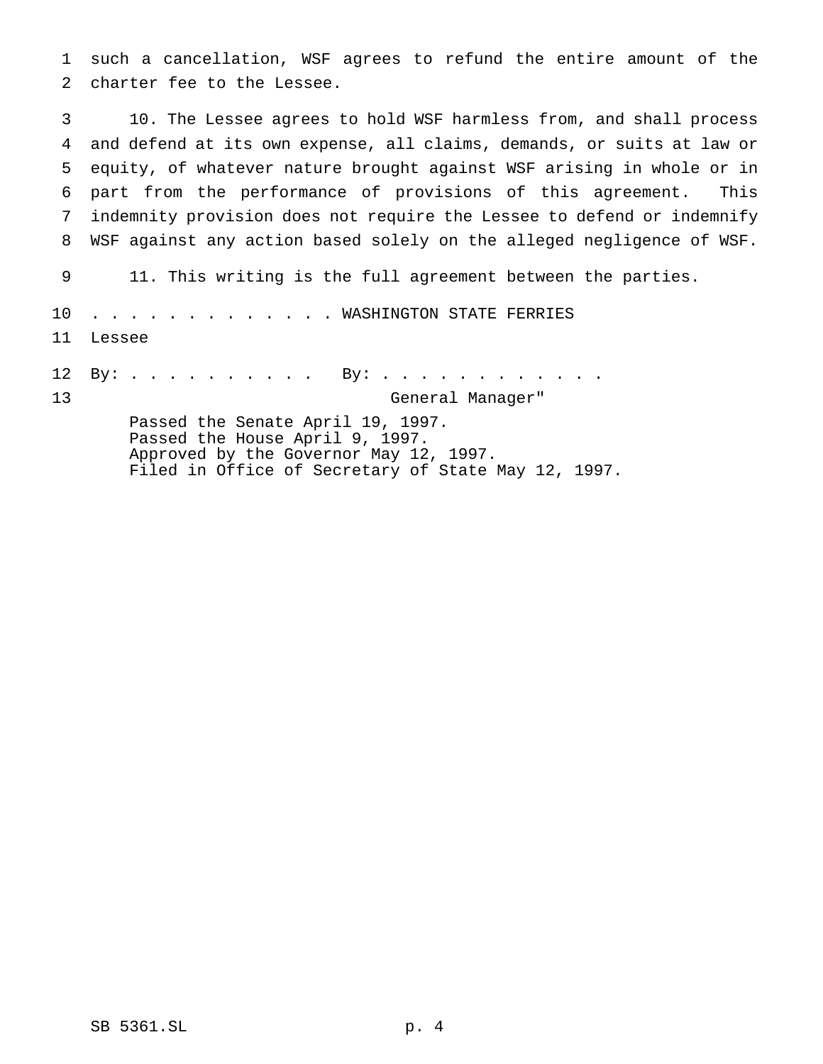such a cancellation, WSF agrees to refund the entire amount of the charter fee to the Lessee.

10. The Lessee agrees to hold WSF harmless from, and shall process and defend at its own expense, all claims, demands, or suits at law or equity, of whatever nature brought against WSF arising in whole or in part from the performance of provisions of this agreement. This indemnity provision does not require the Lessee to defend or indemnify WSF against any action based solely on the alleged negligence of WSF.

11. This writing is the full agreement between the parties.

. . . . . . . . . . . . . WASHINGTON STATE FERRIES

Lessee

By: . . . . . . . . . . By: . . . . . . . . . . . .

General Manager"

Passed the Senate April 19, 1997.
Passed the House April 9, 1997.
Approved by the Governor May 12, 1997.
Filed in Office of Secretary of State May 12, 1997.